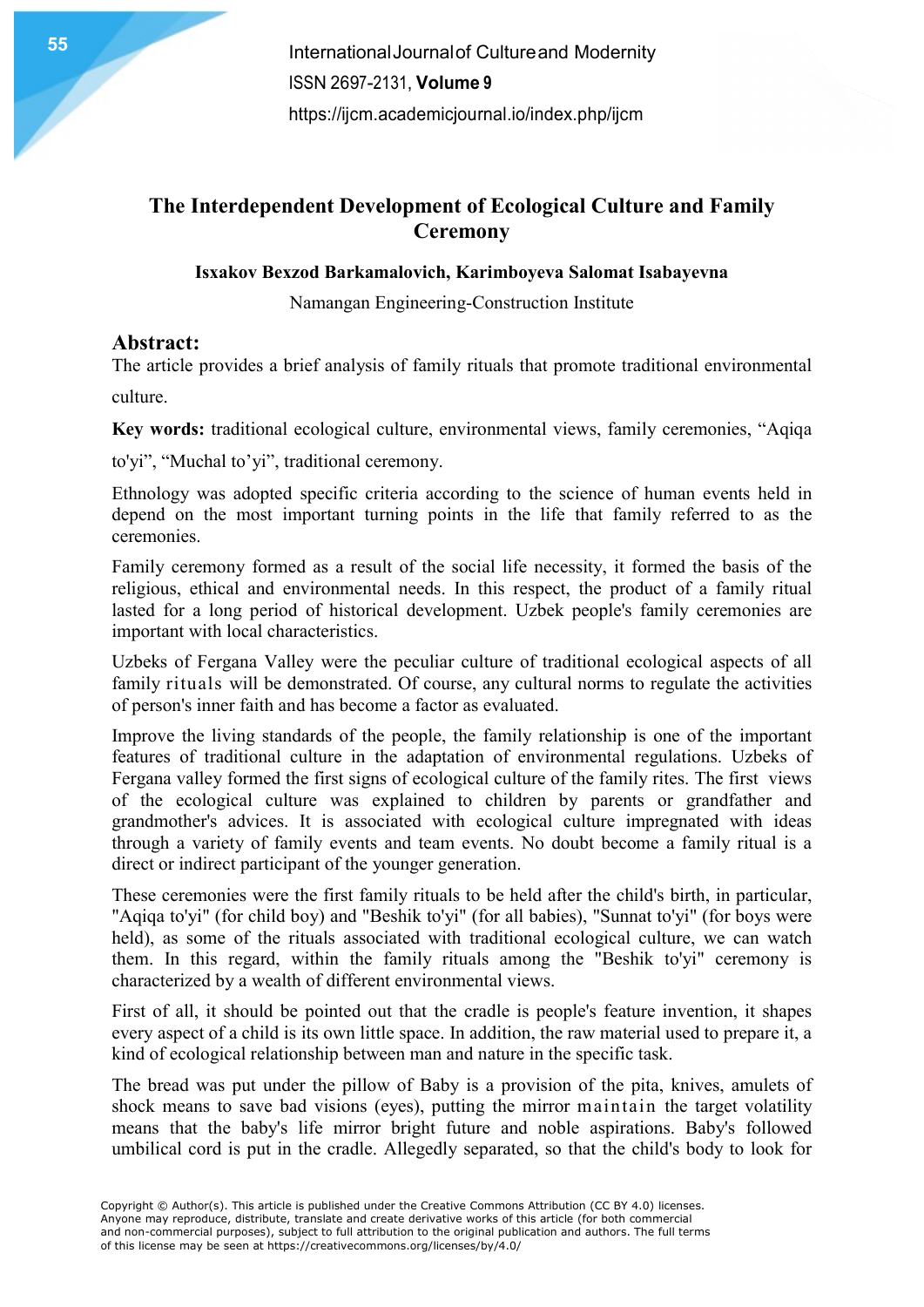# The Interdependent Development of Ecological Culture and Family Ceremony

**Isxakov Bexzod Barkamalovich, Karimboyeva Salomat Isabayevna**

Namangan Engineering-Construction Institute

## Abstract:

The article provides a brief analysis of family rituals that promote traditional environmental culture.

**Key words:** traditional ecological culture, environmental views, family ceremonies, "Aqiqa to'yi", "Muchal to'yi", traditional ceremony.

Ethnology was adopted specific criteria according to the science of human events held in depend on the most important turning points in the life that family referred to as the ceremonies.

Family ceremony formed as a result of the social life necessity, it formed the basis of the religious, ethical and environmental needs. In this respect, the product of a family ritual lasted for a long period of historical development. Uzbek people's family ceremonies are important with local characteristics.

Uzbeks of Fergana Valley were the peculiar culture of traditional ecological aspects of all family rituals will be demonstrated. Of course, any cultural norms to regulate the activities of person's inner faith and has become a factor as evaluated.

Improve the living standards of the people, the family relationship is one of the important features of traditional culture in the adaptation of environmental regulations. Uzbeks of Fergana valley formed the first signs of ecological culture of the family rites. The first views of the ecological culture was explained to children by parents or grandfather and grandmother's advices. It is associated with ecological culture impregnated with ideas through a variety of family events and team events. No doubt become a family ritual is a direct or indirect participant of the younger generation.

These ceremonies were the first family rituals to be held after the child's birth, in particular, "Aqiqa to'yi" (for child boy) and "Beshik to'yi" (for all babies), "Sunnat to'yi" (for boys were held), as some of the rituals associated with traditional ecological culture, we can watch them. In this regard, within the family rituals among the "Beshik to'yi" ceremony is characterized by a wealth of different environmental views.

First of all, it should be pointed out that the cradle is people's feature invention, it shapes every aspect of a child is its own little space. In addition, the raw material used to prepare it, a kind of ecological relationship between man and nature in the specific task.

The bread was put under the pillow of Baby is a provision of the pita, knives, amulets of shock means to save bad visions (eyes), putting the mirror maintain the target volatility means that the baby's life mirror bright future and noble aspirations. Baby's followed umbilical cord is put in the cradle. Allegedly separated, so that the child's body to look for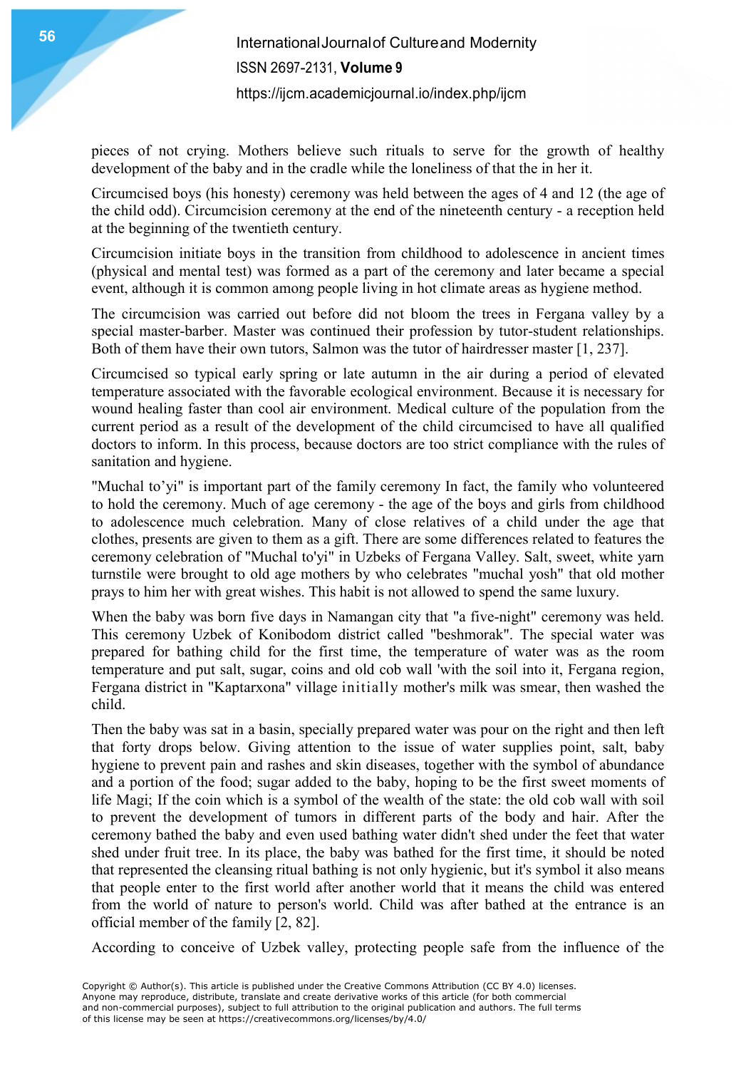pieces of not crying. Mothers believe such rituals to serve for the growth of healthy development of the baby and in the cradle while the loneliness of that the in her it.

Circumcised boys (his honesty) ceremony was held between the ages of 4 and 12 (the age of the child odd). Circumcision ceremony at the end of the nineteenth century - a reception held at the beginning of the twentieth century.

Circumcision initiate boys in the transition from childhood to adolescence in ancient times (physical and mental test) was formed as a part of the ceremony and later became a special event, although it is common among people living in hot climate areas as hygiene method.

The circumcision was carried out before did not bloom the trees in Fergana valley by a special master-barber. Master was continued their profession by tutor-student relationships. Both of them have their own tutors, Salmon was the tutor of hairdresser master [1, 237].

Circumcised so typical early spring or late autumn in the air during a period of elevated temperature associated with the favorable ecological environment. Because it is necessary for wound healing faster than cool air environment. Medical culture of the population from the current period as a result of the development of the child circumcised to have all qualified doctors to inform. In this process, because doctors are too strict compliance with the rules of sanitation and hygiene.

"Muchal to'yi" is important part of the family ceremony In fact, the family who volunteered to hold the ceremony. Much of age ceremony - the age of the boys and girls from childhood to adolescence much celebration. Many of close relatives of a child under the age that clothes, presents are given to them as a gift. There are some differences related to features the ceremony celebration of "Muchal to'yi" in Uzbeks of Fergana Valley. Salt, sweet, white yarn turnstile were brought to old age mothers by who celebrates "muchal yosh" that old mother prays to him her with great wishes. This habit is not allowed to spend the same luxury.

When the baby was born five days in Namangan city that "a five-night" ceremony was held. This ceremony Uzbek of Konibodom district called "beshmorak". The special water was prepared for bathing child for the first time, the temperature of water was as the room temperature and put salt, sugar, coins and old cob wall 'with the soil into it, Fergana region, Fergana district in "Kaptarxona" village initially mother's milk was smear, then washed the child.

Then the baby was sat in a basin, specially prepared water was pour on the right and then left that forty drops below. Giving attention to the issue of water supplies point, salt, baby hygiene to prevent pain and rashes and skin diseases, together with the symbol of abundance and a portion of the food; sugar added to the baby, hoping to be the first sweet moments of life Magi; If the coin which is a symbol of the wealth of the state: the old cob wall with soil to prevent the development of tumors in different parts of the body and hair. After the ceremony bathed the baby and even used bathing water didn't shed under the feet that water shed under fruit tree. In its place, the baby was bathed for the first time, it should be noted that represented the cleansing ritual bathing is not only hygienic, but it's symbol it also means that people enter to the first world after another world that it means the child was entered from the world of nature to person's world. Child was after bathed at the entrance is an official member of the family [2, 82].

According to conceive of Uzbek valley, protecting people safe from the influence of the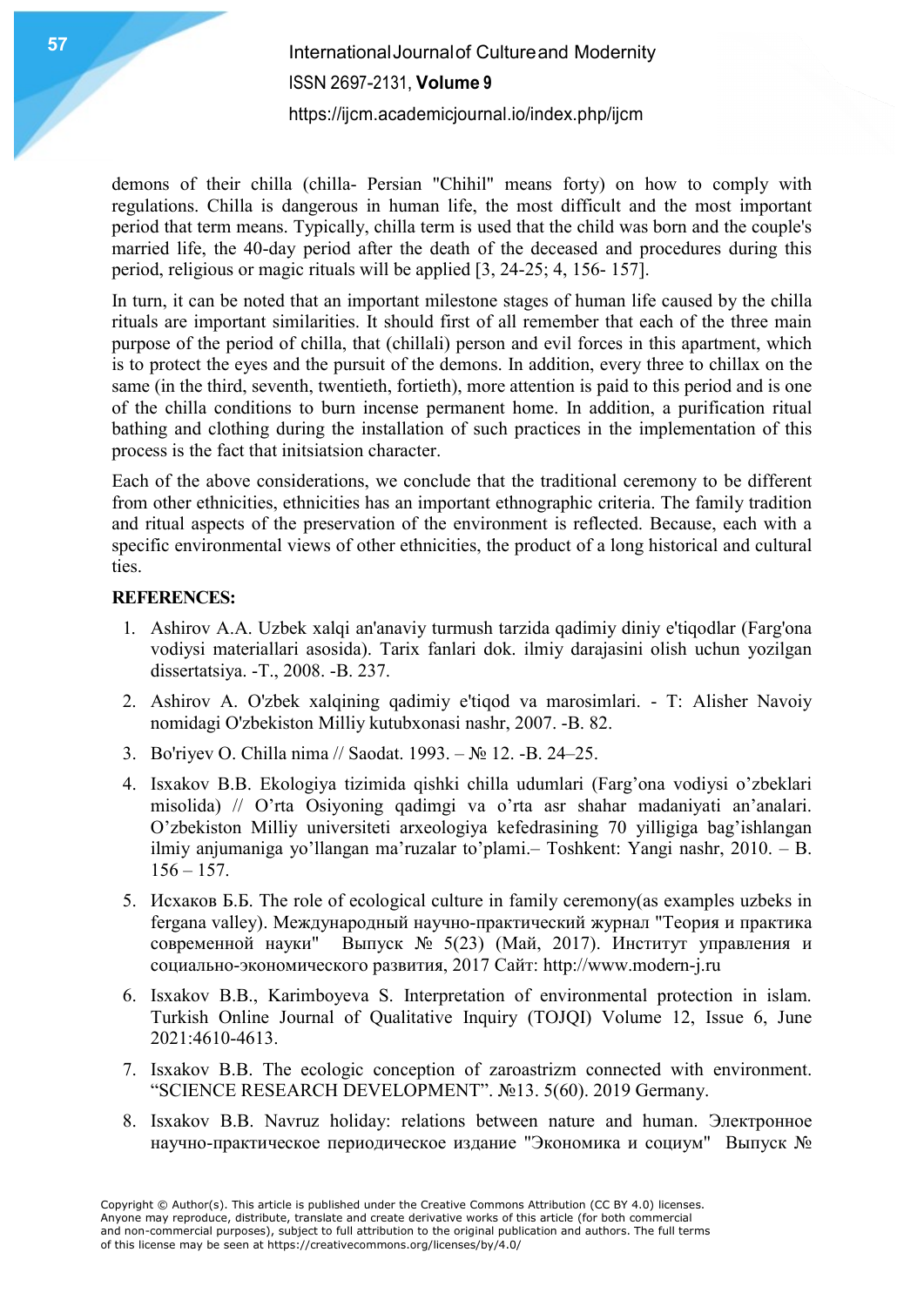demons of their chilla (chilla- Persian "Chihil" means forty) on how to comply with regulations. Chilla is dangerous in human life, the most difficult and the most important period that term means. Typically, chilla term is used that the child was born and the couple's married life, the 40-day period after the death of the deceased and procedures during this period, religious or magic rituals will be applied [3, 24-25; 4, 156- 157].

In turn, it can be noted that an important milestone stages of human life caused by the chilla rituals are important similarities. It should first of all remember that each of the three main purpose of the period of chilla, that (chillali) person and evil forces in this apartment, which is to protect the eyes and the pursuit of the demons. In addition, every three to chillax on the same (in the third, seventh, twentieth, fortieth), more attention is paid to this period and is one of the chilla conditions to burn incense permanent home. In addition, a purification ritual bathing and clothing during the installation of such practices in the implementation of this process is the fact that initsiatsion character.

Each of the above considerations, we conclude that the traditional ceremony to be different from other ethnicities, ethnicities has an important ethnographic criteria. The family tradition and ritual aspects of the preservation of the environment is reflected. Because, each with a specific environmental views of other ethnicities, the product of a long historical and cultural ties.

**REFERENCES:**

1. Ashirov A.A. Uzbek xalqi an'anaviy turmush tarzida qadimiy diniy e'tiqodlar (Farg'ona vodiysi materiallari asosida). Tarix fanlari dok. ilmiy darajasini olish uchun yozilgan dissertatsiya. -T., 2008. -B. 237.
2. Ashirov A. O'zbek xalqining qadimiy e'tiqod va marosimlari. - T: Alisher Navoiy nomidagi O'zbekiston Milliy kutubxonasi nashr, 2007. -B. 82.
3. Bo'riyev O. Chilla nima // Saodat. 1993. – № 12. -B. 24–25.
4. Isxakov B.B. Ekologiya tizimida qishki chilla udumlari (Farg'ona vodiysi o'zbeklari misolida) // O'rta Osiyoning qadimgi va o'rta asr shahar madaniyati an'analari. O'zbekiston Milliy universiteti arxeologiya kefedrasining 70 yilligiga bag'ishlangan ilmiy anjumaniga yo'llangan ma'ruzalar to'plami.– Toshkent: Yangi nashr, 2010. – B. 156 – 157.
5. Исхаков Б.Б. The role of ecological culture in family ceremony(as examples uzbeks in fergana valley). Международный научно-практический журнал "Теория и практика современной науки" Выпуск № 5(23) (Май, 2017). Институт управления и социально-экономического развития, 2017 Сайт: http://www.modern-j.ru
6. Isxakov B.B., Karimboyeva S. Interpretation of environmental protection in islam. Turkish Online Journal of Qualitative Inquiry (TOJQI) Volume 12, Issue 6, June 2021:4610-4613.
7. Isxakov B.B. The ecologic conception of zaroastrizm connected with environment. "SCIENCE RESEARCH DEVELOPMENT". №13. 5(60). 2019 Germany.
8. Isxakov B.B. Navruz holiday: relations between nature and human. Электронное научно-практическое периодическое издание "Экономика и социум" Выпуск №

Copyright © Author(s). This article is published under the Creative Commons Attribution (CC BY 4.0) licenses. Anyone may reproduce, distribute, translate and create derivative works of this article (for both commercial and non-commercial purposes), subject to full attribution to the original publication and authors. The full terms of this license may be seen at https://creativecommons.org/licenses/by/4.0/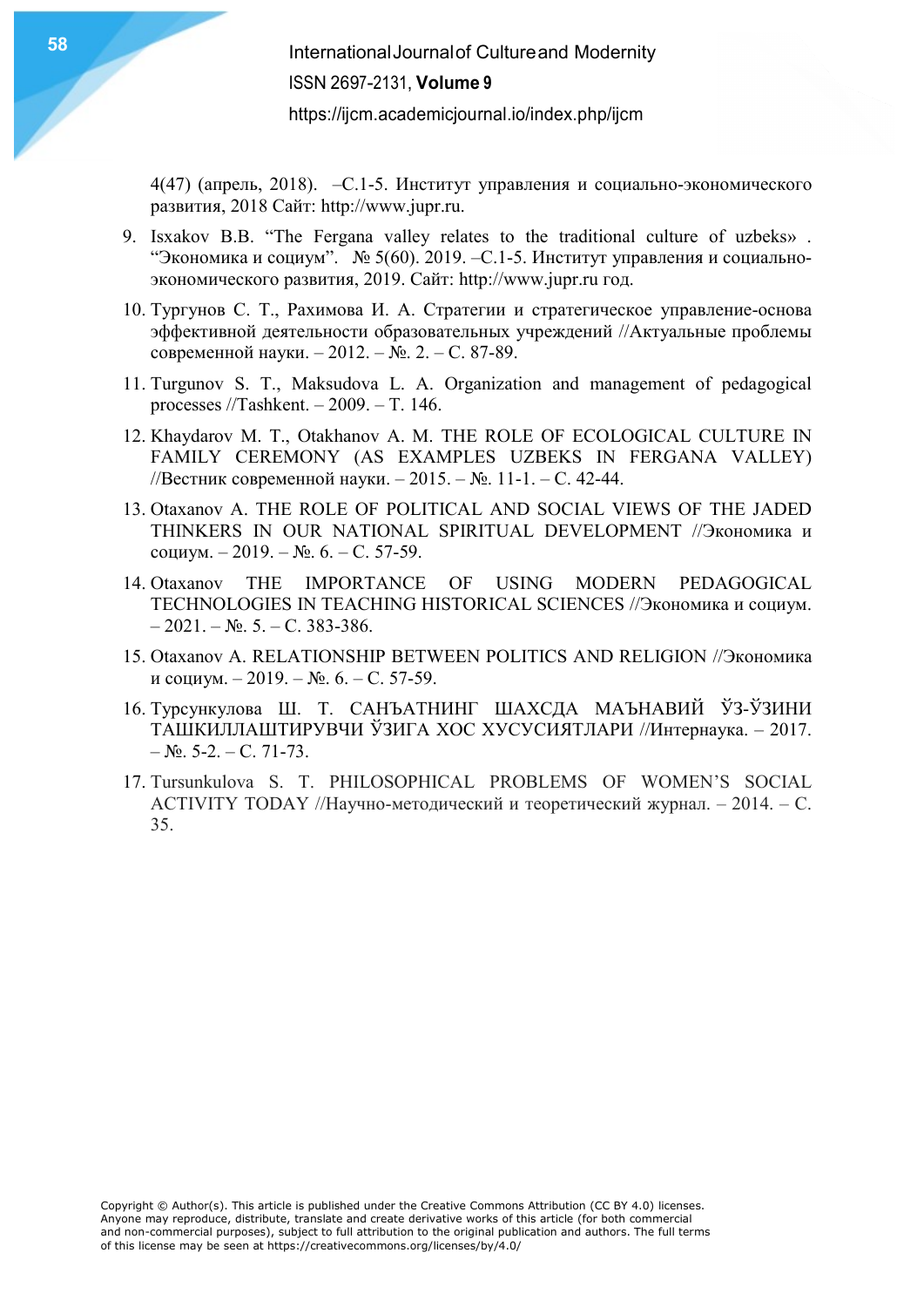4(47) (апрель, 2018). –С.1-5. Институт управления и социально-экономического развития, 2018 Сайт: http://www.jupr.ru.

9. Isxakov B.B. "The Fergana valley relates to the traditional culture of uzbeks» . "Экономика и социум". № 5(60). 2019. –С.1-5. Институт управления и социально-экономического развития, 2019. Сайт: http://www.jupr.ru год.
10. Тургунов С. Т., Рахимова И. А. Стратегии и стратегическое управление-основа эффективной деятельности образовательных учреждений //Актуальные проблемы современной науки. – 2012. – №. 2. – С. 87-89.
11. Turgunov S. T., Maksudova L. A. Organization and management of pedagogical processes //Tashkent. – 2009. – Т. 146.
12. Khaydarov M. T., Otakhanov A. M. THE ROLE OF ECOLOGICAL CULTURE IN FAMILY CEREMONY (AS EXAMPLES UZBEKS IN FERGANA VALLEY) //Вестник современной науки. – 2015. – №. 11-1. – С. 42-44.
13. Otaxanov A. THE ROLE OF POLITICAL AND SOCIAL VIEWS OF THE JADED THINKERS IN OUR NATIONAL SPIRITUAL DEVELOPMENT //Экономика и социум. – 2019. – №. 6. – С. 57-59.
14. Otaxanov THE IMPORTANCE OF USING MODERN PEDAGOGICAL TECHNOLOGIES IN TEACHING HISTORICAL SCIENCES //Экономика и социум. – 2021. – №. 5. – С. 383-386.
15. Otaxanov A. RELATIONSHIP BETWEEN POLITICS AND RELIGION //Экономика и социум. – 2019. – №. 6. – С. 57-59.
16. Турсункулова Ш. Т. САНЪАТНИНГ ШАХСДА МАЪНАВИЙ ЎЗ-ЎЗИНИ ТАШКИЛЛАШТИРУВЧИ ЎЗИГА ХОС ХУСУСИЯТЛАРИ //Интернаука. – 2017. – №. 5-2. – С. 71-73.
17. Tursunkulova S. T. PHILOSOPHICAL PROBLEMS OF WOMEN'S SOCIAL ACTIVITY TODAY //Научно-методический и теоретический журнал. – 2014. – С. 35.

Copyright © Author(s). This article is published under the Creative Commons Attribution (CC BY 4.0) licenses. Anyone may reproduce, distribute, translate and create derivative works of this article (for both commercial and non-commercial purposes), subject to full attribution to the original publication and authors. The full terms of this license may be seen at https://creativecommons.org/licenses/by/4.0/